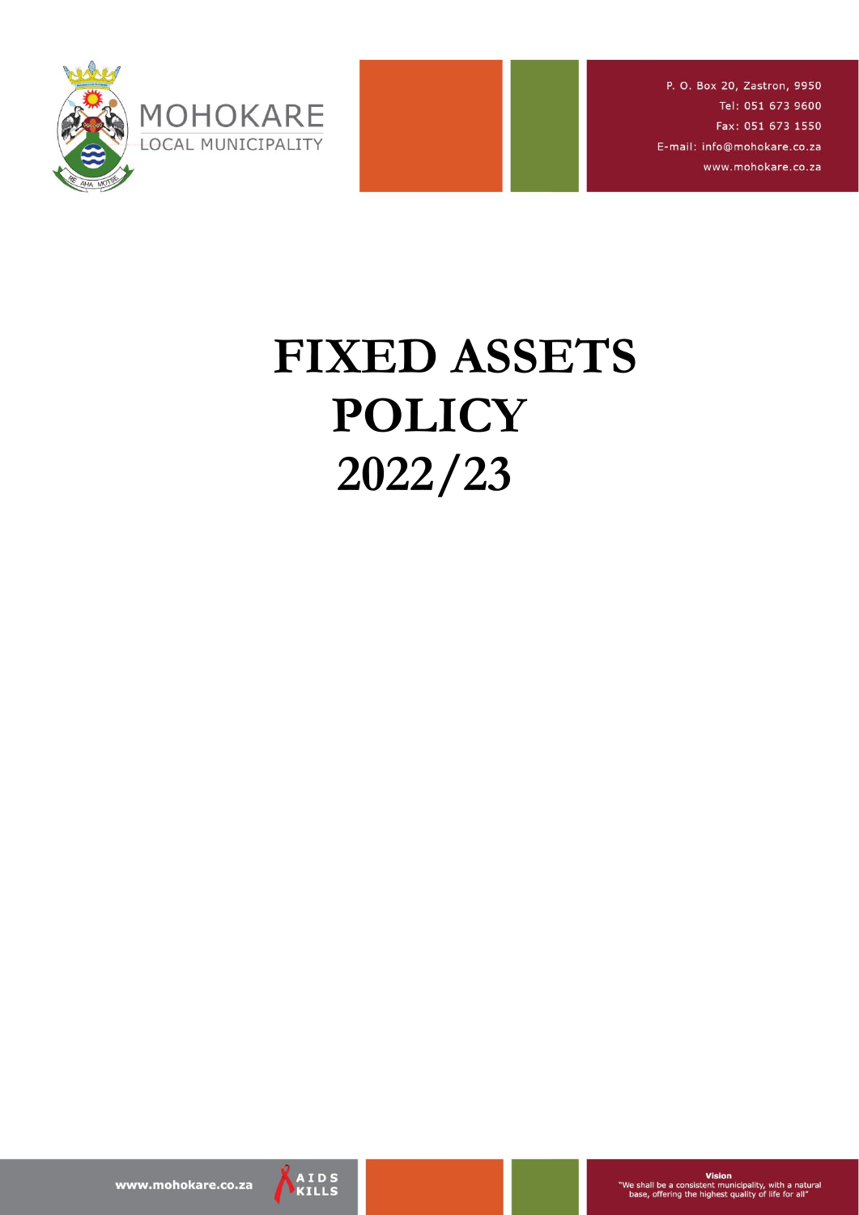MOHOKARE
LOCAL MUNICIPALITY

P. O. Box 20, Zastron, 9950
Tel: 051 673 9600
Fax: 051 673 1550
E-mail: info@mohokare.co.za
www.mohokare.co.za

# FIXED ASSETS POLICY 2022/23

www.mohokare.co.za

AIDS KILLS

Vision
"We shall be a consistent municipality, with a natural base, offering the highest quality of life for all"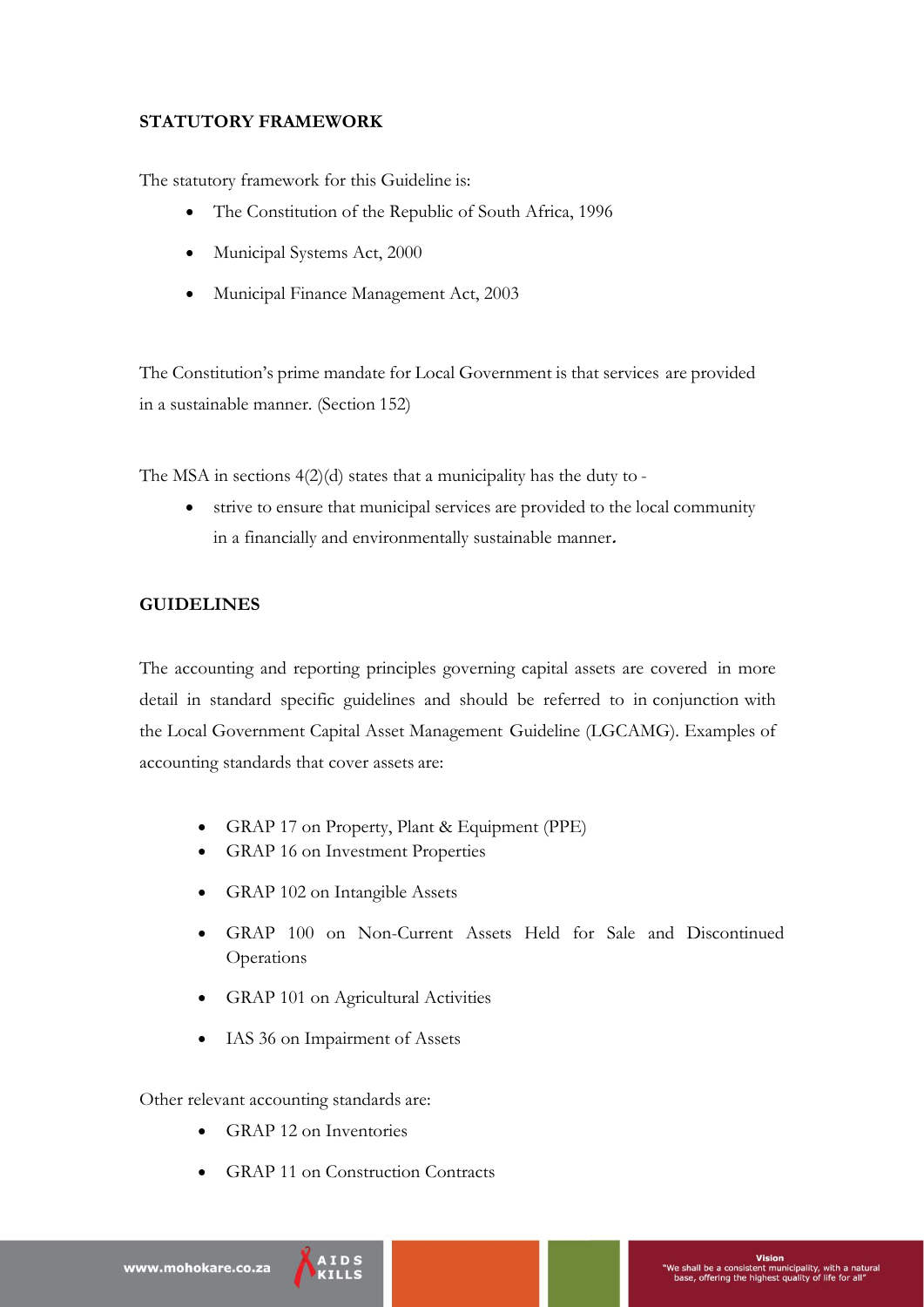## STATUTORY FRAMEWORK

The statutory framework for this Guideline is:

- The Constitution of the Republic of South Africa, 1996
- Municipal Systems Act, 2000
- Municipal Finance Management Act, 2003

The Constitution's prime mandate for Local Government is that services are provided in a sustainable manner. (Section 152)

The MSA in sections 4(2)(d) states that a municipality has the duty to -

- strive to ensure that municipal services are provided to the local community in a financially and environmentally sustainable manner.

## GUIDELINES

The accounting and reporting principles governing capital assets are covered in more detail in standard specific guidelines and should be referred to in conjunction with the Local Government Capital Asset Management Guideline (LGCAMG). Examples of accounting standards that cover assets are:

- GRAP 17 on Property, Plant & Equipment (PPE)
- GRAP 16 on Investment Properties
- GRAP 102 on Intangible Assets
- GRAP 100 on Non-Current Assets Held for Sale and Discontinued Operations
- GRAP 101 on Agricultural Activities
- IAS 36 on Impairment of Assets

Other relevant accounting standards are:

- GRAP 12 on Inventories
- GRAP 11 on Construction Contracts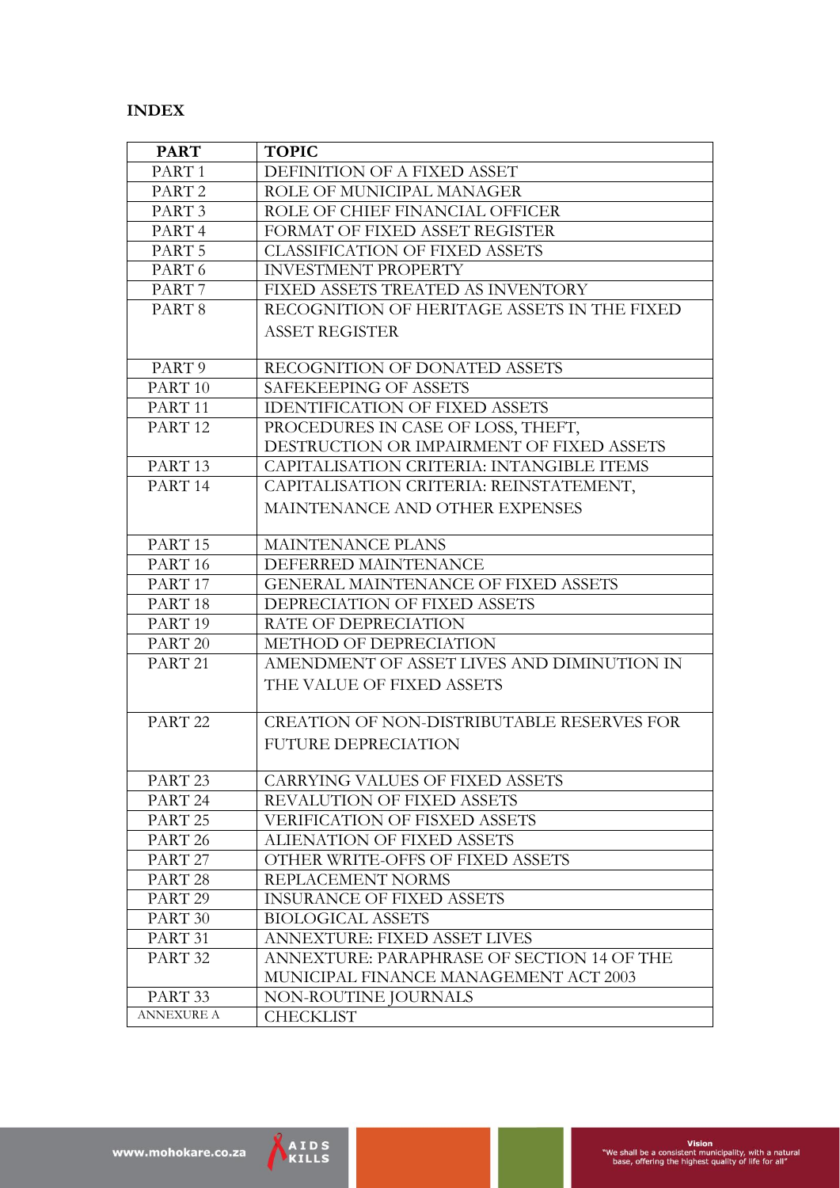**INDEX**

| PART | TOPIC |
|---|---|
| PART 1 | DEFINITION OF A FIXED ASSET |
| PART 2 | ROLE OF MUNICIPAL MANAGER |
| PART 3 | ROLE OF CHIEF FINANCIAL OFFICER |
| PART 4 | FORMAT OF FIXED ASSET REGISTER |
| PART 5 | CLASSIFICATION OF FIXED ASSETS |
| PART 6 | INVESTMENT PROPERTY |
| PART 7 | FIXED ASSETS TREATED AS INVENTORY |
| PART 8 | RECOGNITION OF HERITAGE ASSETS IN THE FIXED ASSET REGISTER |
| PART 9 | RECOGNITION OF DONATED ASSETS |
| PART 10 | SAFEKEEPING OF ASSETS |
| PART 11 | IDENTIFICATION OF FIXED ASSETS |
| PART 12 | PROCEDURES IN CASE OF LOSS, THEFT, DESTRUCTION OR IMPAIRMENT OF FIXED ASSETS |
| PART 13 | CAPITALISATION CRITERIA: INTANGIBLE ITEMS |
| PART 14 | CAPITALISATION CRITERIA: REINSTATEMENT, MAINTENANCE AND OTHER EXPENSES |
| PART 15 | MAINTENANCE PLANS |
| PART 16 | DEFERRED MAINTENANCE |
| PART 17 | GENERAL MAINTENANCE OF FIXED ASSETS |
| PART 18 | DEPRECIATION OF FIXED ASSETS |
| PART 19 | RATE OF DEPRECIATION |
| PART 20 | METHOD OF DEPRECIATION |
| PART 21 | AMENDMENT OF ASSET LIVES AND DIMINUTION IN THE VALUE OF FIXED ASSETS |
| PART 22 | CREATION OF NON-DISTRIBUTABLE RESERVES FOR FUTURE DEPRECIATION |
| PART 23 | CARRYING VALUES OF FIXED ASSETS |
| PART 24 | REVALUTION OF FIXED ASSETS |
| PART 25 | VERIFICATION OF FISXED ASSETS |
| PART 26 | ALIENATION OF FIXED ASSETS |
| PART 27 | OTHER WRITE-OFFS OF FIXED ASSETS |
| PART 28 | REPLACEMENT NORMS |
| PART 29 | INSURANCE OF FIXED ASSETS |
| PART 30 | BIOLOGICAL ASSETS |
| PART 31 | ANNEXTURE: FIXED ASSET LIVES |
| PART 32 | ANNEXTURE: PARAPHRASE OF SECTION 14 OF THE MUNICIPAL FINANCE MANAGEMENT ACT 2003 |
| PART 33 | NON-ROUTINE JOURNALS |
| ANNEXURE A | CHECKLIST |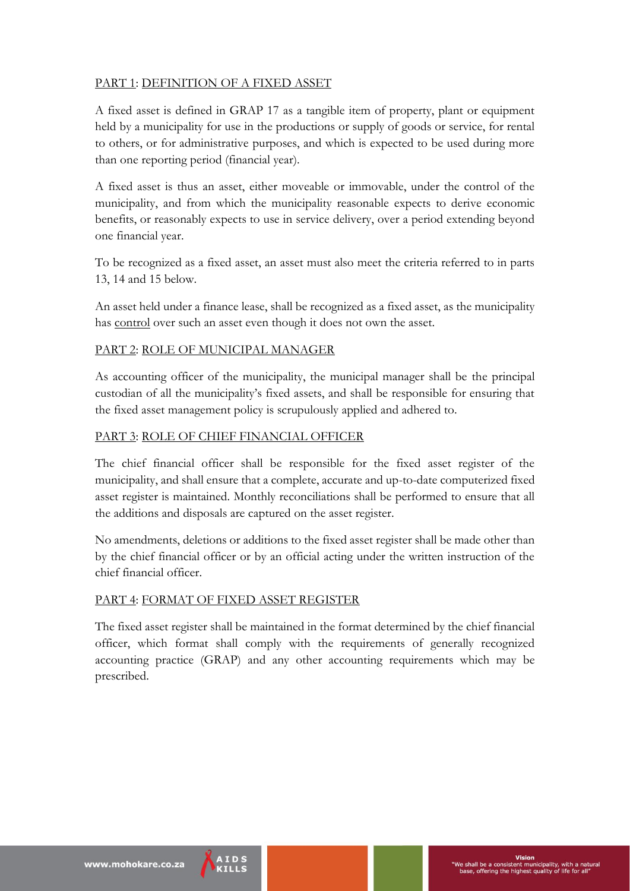## PART 1: DEFINITION OF A FIXED ASSET

A fixed asset is defined in GRAP 17 as a tangible item of property, plant or equipment held by a municipality for use in the productions or supply of goods or service, for rental to others, or for administrative purposes, and which is expected to be used during more than one reporting period (financial year).

A fixed asset is thus an asset, either moveable or immovable, under the control of the municipality, and from which the municipality reasonable expects to derive economic benefits, or reasonably expects to use in service delivery, over a period extending beyond one financial year.

To be recognized as a fixed asset, an asset must also meet the criteria referred to in parts 13, 14 and 15 below.

An asset held under a finance lease, shall be recognized as a fixed asset, as the municipality has control over such an asset even though it does not own the asset.

## PART 2: ROLE OF MUNICIPAL MANAGER

As accounting officer of the municipality, the municipal manager shall be the principal custodian of all the municipality's fixed assets, and shall be responsible for ensuring that the fixed asset management policy is scrupulously applied and adhered to.

## PART 3: ROLE OF CHIEF FINANCIAL OFFICER

The chief financial officer shall be responsible for the fixed asset register of the municipality, and shall ensure that a complete, accurate and up-to-date computerized fixed asset register is maintained. Monthly reconciliations shall be performed to ensure that all the additions and disposals are captured on the asset register.

No amendments, deletions or additions to the fixed asset register shall be made other than by the chief financial officer or by an official acting under the written instruction of the chief financial officer.

## PART 4: FORMAT OF FIXED ASSET REGISTER

The fixed asset register shall be maintained in the format determined by the chief financial officer, which format shall comply with the requirements of generally recognized accounting practice (GRAP) and any other accounting requirements which may be prescribed.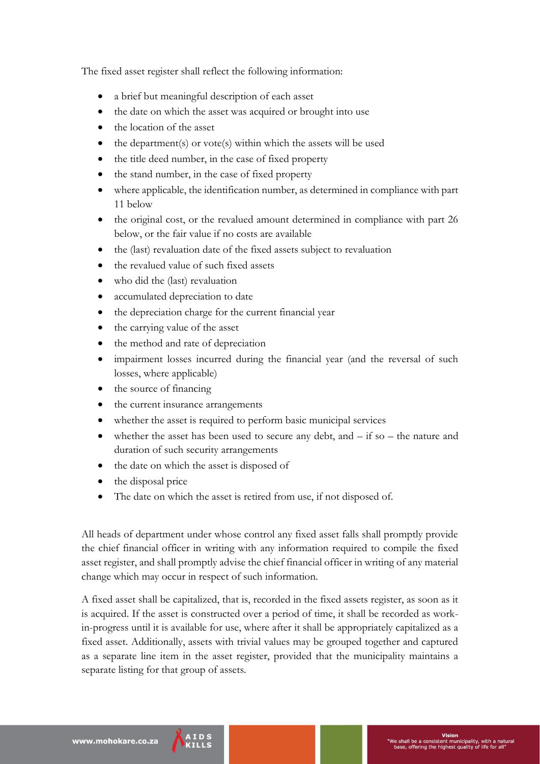The fixed asset register shall reflect the following information:

- a brief but meaningful description of each asset
- the date on which the asset was acquired or brought into use
- the location of the asset
- the department(s) or vote(s) within which the assets will be used
- the title deed number, in the case of fixed property
- the stand number, in the case of fixed property
- where applicable, the identification number, as determined in compliance with part 11 below
- the original cost, or the revalued amount determined in compliance with part 26 below, or the fair value if no costs are available
- the (last) revaluation date of the fixed assets subject to revaluation
- the revalued value of such fixed assets
- who did the (last) revaluation
- accumulated depreciation to date
- the depreciation charge for the current financial year
- the carrying value of the asset
- the method and rate of depreciation
- impairment losses incurred during the financial year (and the reversal of such losses, where applicable)
- the source of financing
- the current insurance arrangements
- whether the asset is required to perform basic municipal services
- whether the asset has been used to secure any debt, and – if so – the nature and duration of such security arrangements
- the date on which the asset is disposed of
- the disposal price
- The date on which the asset is retired from use, if not disposed of.

All heads of department under whose control any fixed asset falls shall promptly provide the chief financial officer in writing with any information required to compile the fixed asset register, and shall promptly advise the chief financial officer in writing of any material change which may occur in respect of such information.

A fixed asset shall be capitalized, that is, recorded in the fixed assets register, as soon as it is acquired. If the asset is constructed over a period of time, it shall be recorded as work-in-progress until it is available for use, where after it shall be appropriately capitalized as a fixed asset. Additionally, assets with trivial values may be grouped together and captured as a separate line item in the asset register, provided that the municipality maintains a separate listing for that group of assets.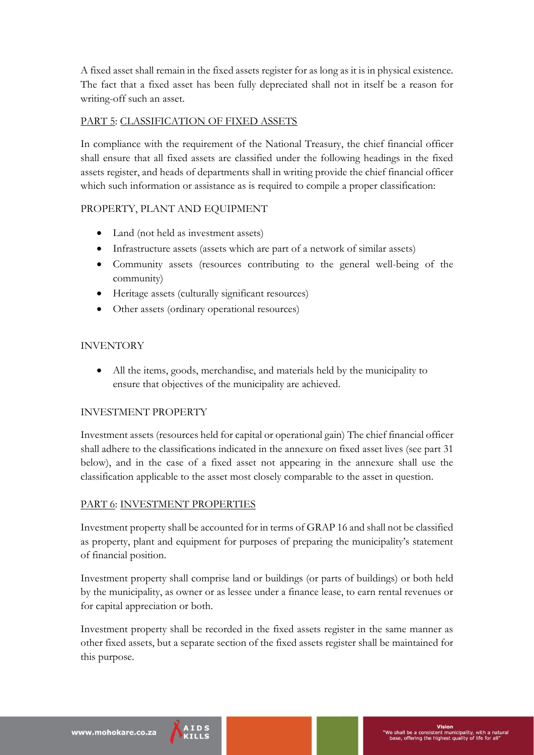A fixed asset shall remain in the fixed assets register for as long as it is in physical existence. The fact that a fixed asset has been fully depreciated shall not in itself be a reason for writing-off such an asset.

## PART 5: CLASSIFICATION OF FIXED ASSETS

In compliance with the requirement of the National Treasury, the chief financial officer shall ensure that all fixed assets are classified under the following headings in the fixed assets register, and heads of departments shall in writing provide the chief financial officer which such information or assistance as is required to compile a proper classification:

PROPERTY, PLANT AND EQUIPMENT

- Land (not held as investment assets)
- Infrastructure assets (assets which are part of a network of similar assets)
- Community assets (resources contributing to the general well-being of the community)
- Heritage assets (culturally significant resources)
- Other assets (ordinary operational resources)

INVENTORY

- All the items, goods, merchandise, and materials held by the municipality to ensure that objectives of the municipality are achieved.

INVESTMENT PROPERTY

Investment assets (resources held for capital or operational gain) The chief financial officer shall adhere to the classifications indicated in the annexure on fixed asset lives (see part 31 below), and in the case of a fixed asset not appearing in the annexure shall use the classification applicable to the asset most closely comparable to the asset in question.

## PART 6: INVESTMENT PROPERTIES

Investment property shall be accounted for in terms of GRAP 16 and shall not be classified as property, plant and equipment for purposes of preparing the municipality's statement of financial position.

Investment property shall comprise land or buildings (or parts of buildings) or both held by the municipality, as owner or as lessee under a finance lease, to earn rental revenues or for capital appreciation or both.

Investment property shall be recorded in the fixed assets register in the same manner as other fixed assets, but a separate section of the fixed assets register shall be maintained for this purpose.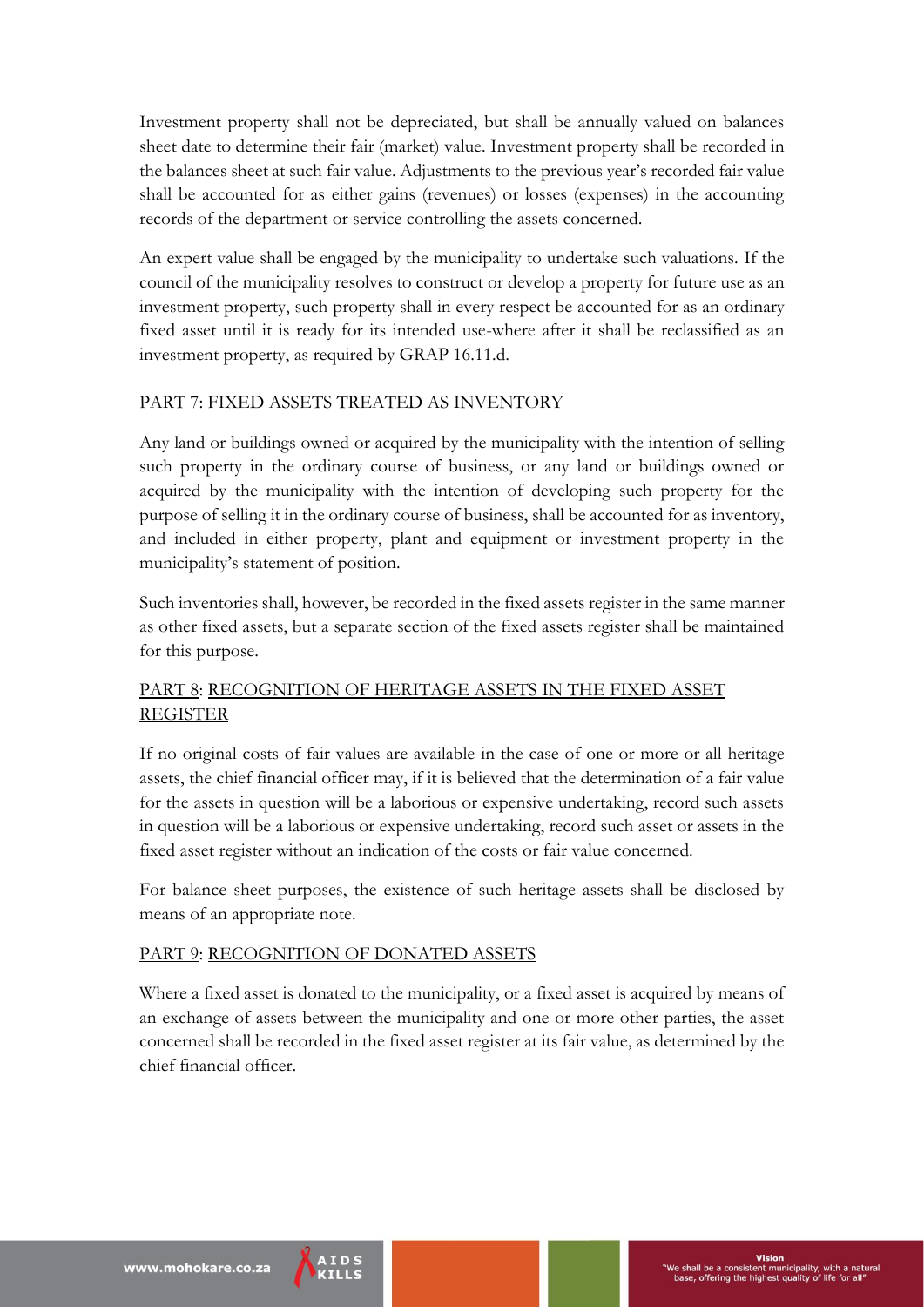Investment property shall not be depreciated, but shall be annually valued on balances sheet date to determine their fair (market) value. Investment property shall be recorded in the balances sheet at such fair value. Adjustments to the previous year's recorded fair value shall be accounted for as either gains (revenues) or losses (expenses) in the accounting records of the department or service controlling the assets concerned.

An expert value shall be engaged by the municipality to undertake such valuations. If the council of the municipality resolves to construct or develop a property for future use as an investment property, such property shall in every respect be accounted for as an ordinary fixed asset until it is ready for its intended use-where after it shall be reclassified as an investment property, as required by GRAP 16.11.d.

## PART 7: FIXED ASSETS TREATED AS INVENTORY

Any land or buildings owned or acquired by the municipality with the intention of selling such property in the ordinary course of business, or any land or buildings owned or acquired by the municipality with the intention of developing such property for the purpose of selling it in the ordinary course of business, shall be accounted for as inventory, and included in either property, plant and equipment or investment property in the municipality's statement of position.

Such inventories shall, however, be recorded in the fixed assets register in the same manner as other fixed assets, but a separate section of the fixed assets register shall be maintained for this purpose.

## PART 8: RECOGNITION OF HERITAGE ASSETS IN THE FIXED ASSET REGISTER

If no original costs of fair values are available in the case of one or more or all heritage assets, the chief financial officer may, if it is believed that the determination of a fair value for the assets in question will be a laborious or expensive undertaking, record such assets in question will be a laborious or expensive undertaking, record such asset or assets in the fixed asset register without an indication of the costs or fair value concerned.

For balance sheet purposes, the existence of such heritage assets shall be disclosed by means of an appropriate note.

## PART 9: RECOGNITION OF DONATED ASSETS

Where a fixed asset is donated to the municipality, or a fixed asset is acquired by means of an exchange of assets between the municipality and one or more other parties, the asset concerned shall be recorded in the fixed asset register at its fair value, as determined by the chief financial officer.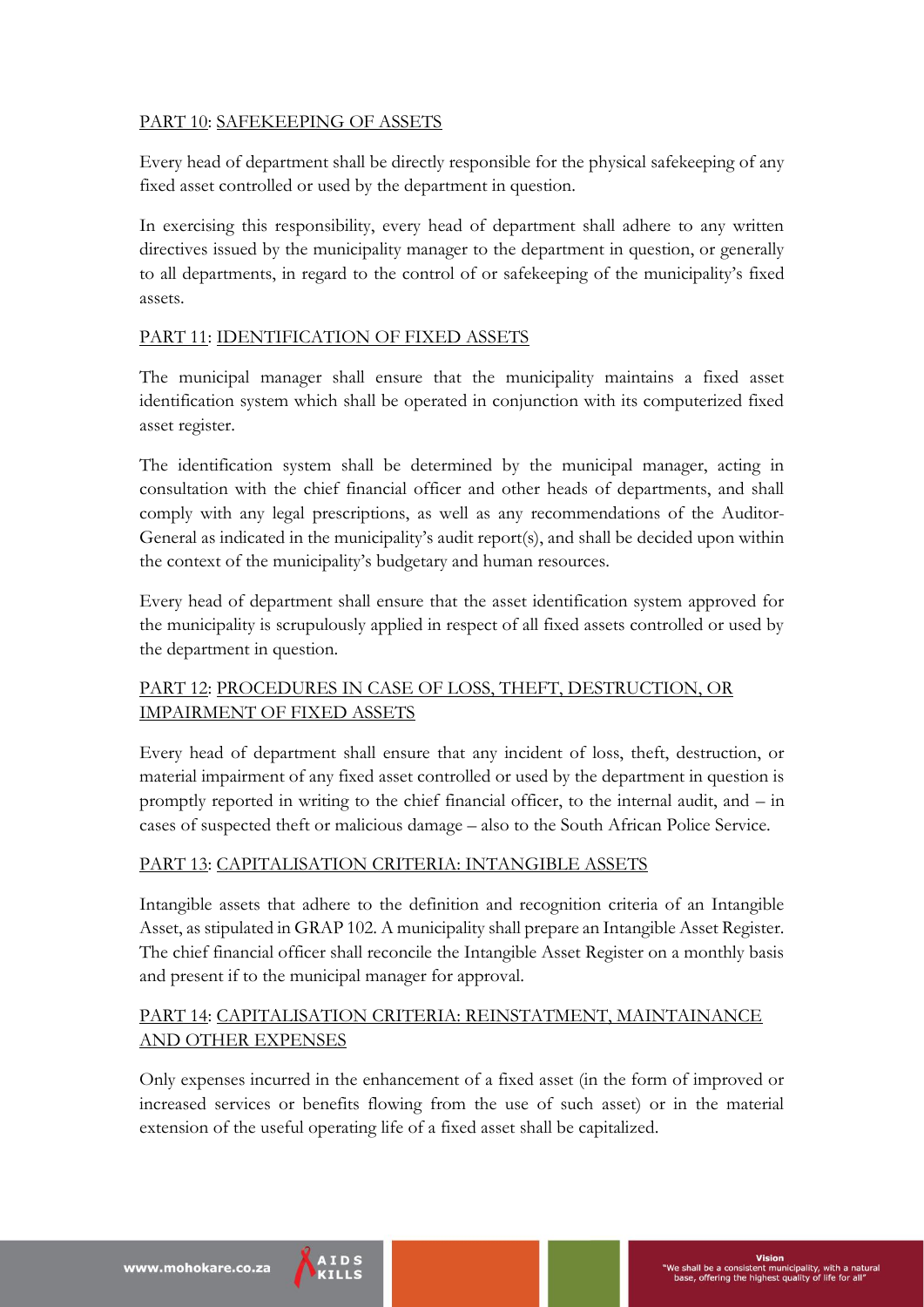## PART 10: SAFEKEEPING OF ASSETS

Every head of department shall be directly responsible for the physical safekeeping of any fixed asset controlled or used by the department in question.

In exercising this responsibility, every head of department shall adhere to any written directives issued by the municipality manager to the department in question, or generally to all departments, in regard to the control of or safekeeping of the municipality's fixed assets.

## PART 11: IDENTIFICATION OF FIXED ASSETS

The municipal manager shall ensure that the municipality maintains a fixed asset identification system which shall be operated in conjunction with its computerized fixed asset register.

The identification system shall be determined by the municipal manager, acting in consultation with the chief financial officer and other heads of departments, and shall comply with any legal prescriptions, as well as any recommendations of the Auditor-General as indicated in the municipality's audit report(s), and shall be decided upon within the context of the municipality's budgetary and human resources.

Every head of department shall ensure that the asset identification system approved for the municipality is scrupulously applied in respect of all fixed assets controlled or used by the department in question.

## PART 12: PROCEDURES IN CASE OF LOSS, THEFT, DESTRUCTION, OR IMPAIRMENT OF FIXED ASSETS

Every head of department shall ensure that any incident of loss, theft, destruction, or material impairment of any fixed asset controlled or used by the department in question is promptly reported in writing to the chief financial officer, to the internal audit, and – in cases of suspected theft or malicious damage – also to the South African Police Service.

## PART 13: CAPITALISATION CRITERIA: INTANGIBLE ASSETS

Intangible assets that adhere to the definition and recognition criteria of an Intangible Asset, as stipulated in GRAP 102. A municipality shall prepare an Intangible Asset Register. The chief financial officer shall reconcile the Intangible Asset Register on a monthly basis and present if to the municipal manager for approval.

## PART 14: CAPITALISATION CRITERIA: REINSTATMENT, MAINTAINANCE AND OTHER EXPENSES

Only expenses incurred in the enhancement of a fixed asset (in the form of improved or increased services or benefits flowing from the use of such asset) or in the material extension of the useful operating life of a fixed asset shall be capitalized.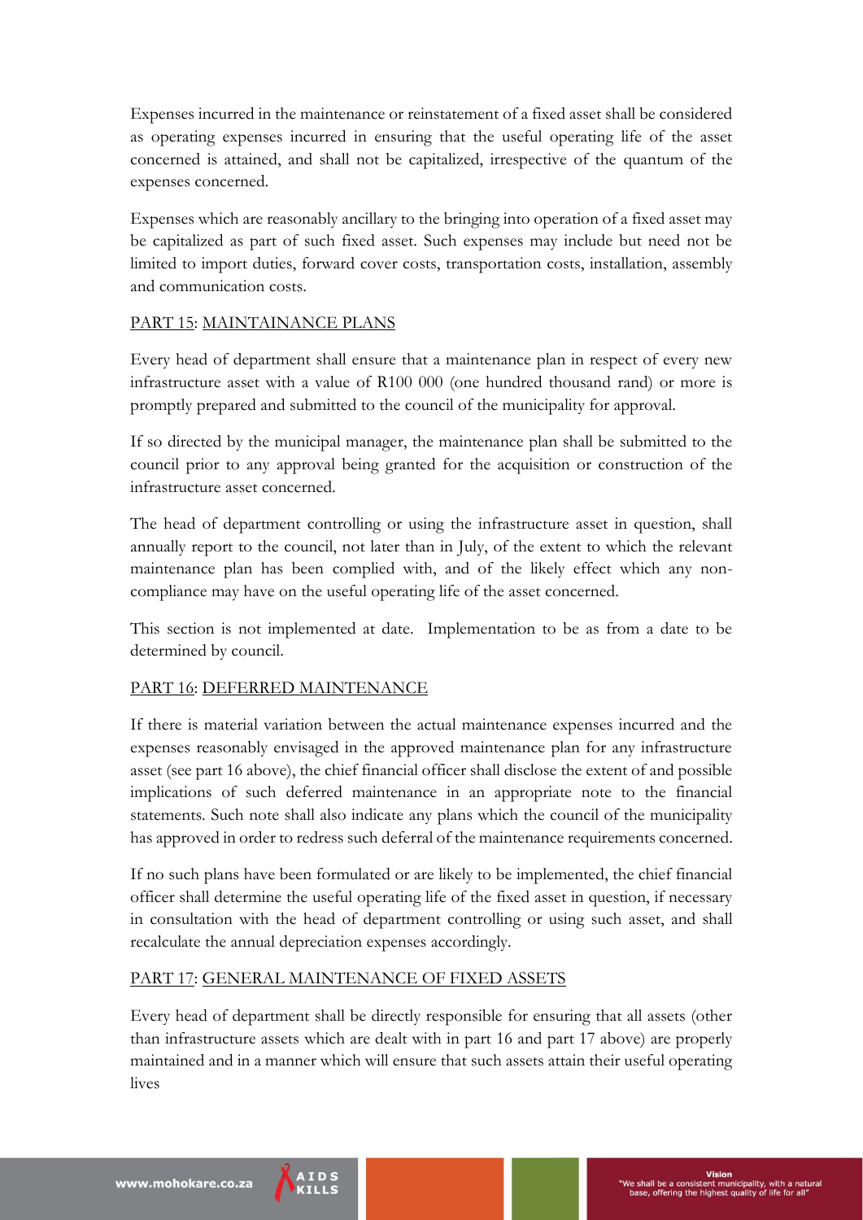Expenses incurred in the maintenance or reinstatement of a fixed asset shall be considered as operating expenses incurred in ensuring that the useful operating life of the asset concerned is attained, and shall not be capitalized, irrespective of the quantum of the expenses concerned.

Expenses which are reasonably ancillary to the bringing into operation of a fixed asset may be capitalized as part of such fixed asset. Such expenses may include but need not be limited to import duties, forward cover costs, transportation costs, installation, assembly and communication costs.

## PART 15: MAINTAINANCE PLANS

Every head of department shall ensure that a maintenance plan in respect of every new infrastructure asset with a value of R100 000 (one hundred thousand rand) or more is promptly prepared and submitted to the council of the municipality for approval.

If so directed by the municipal manager, the maintenance plan shall be submitted to the council prior to any approval being granted for the acquisition or construction of the infrastructure asset concerned.

The head of department controlling or using the infrastructure asset in question, shall annually report to the council, not later than in July, of the extent to which the relevant maintenance plan has been complied with, and of the likely effect which any non-compliance may have on the useful operating life of the asset concerned.

This section is not implemented at date. Implementation to be as from a date to be determined by council.

## PART 16: DEFERRED MAINTENANCE

If there is material variation between the actual maintenance expenses incurred and the expenses reasonably envisaged in the approved maintenance plan for any infrastructure asset (see part 16 above), the chief financial officer shall disclose the extent of and possible implications of such deferred maintenance in an appropriate note to the financial statements. Such note shall also indicate any plans which the council of the municipality has approved in order to redress such deferral of the maintenance requirements concerned.

If no such plans have been formulated or are likely to be implemented, the chief financial officer shall determine the useful operating life of the fixed asset in question, if necessary in consultation with the head of department controlling or using such asset, and shall recalculate the annual depreciation expenses accordingly.

## PART 17: GENERAL MAINTENANCE OF FIXED ASSETS

Every head of department shall be directly responsible for ensuring that all assets (other than infrastructure assets which are dealt with in part 16 and part 17 above) are properly maintained and in a manner which will ensure that such assets attain their useful operating lives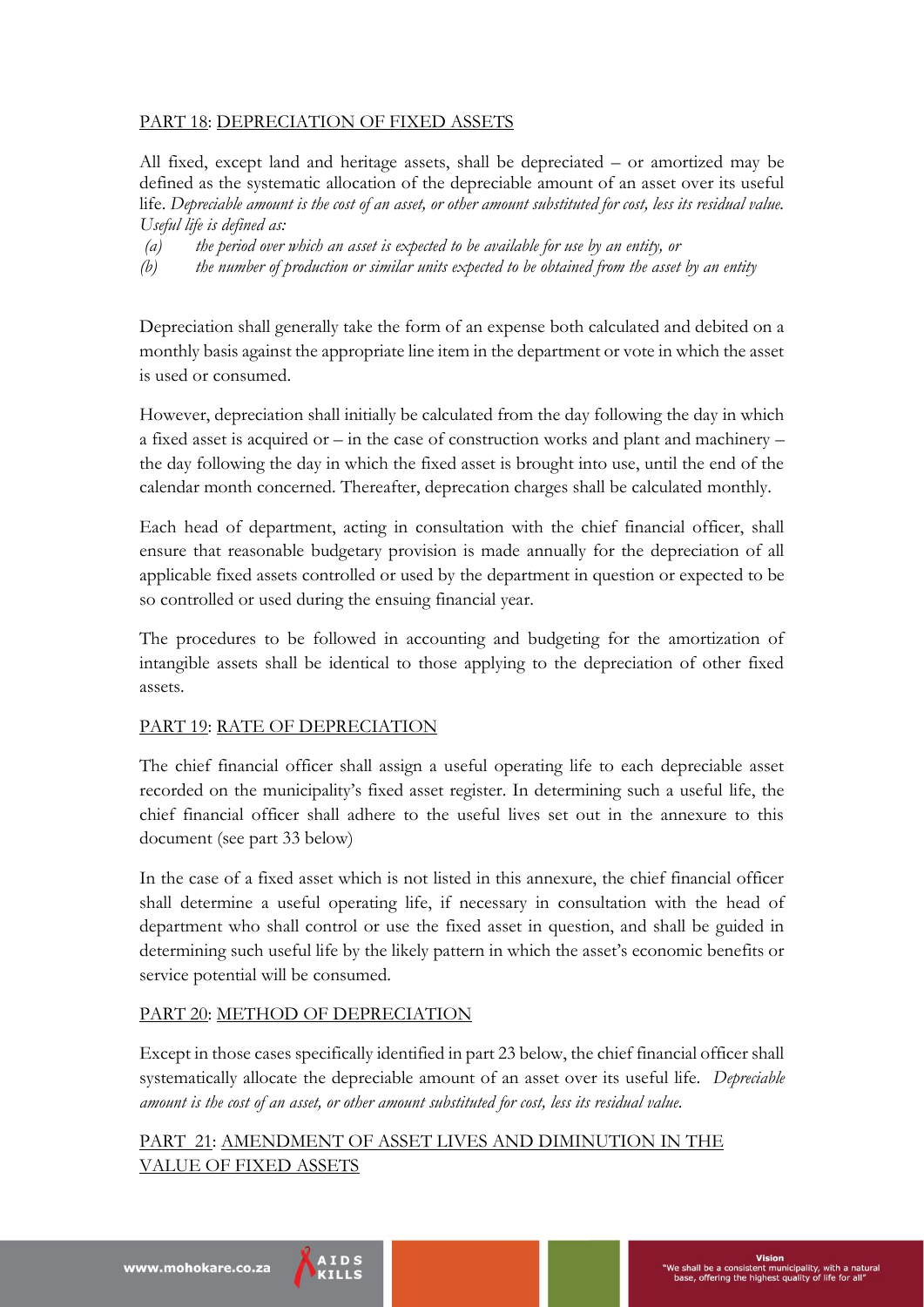## PART 18: DEPRECIATION OF FIXED ASSETS

All fixed, except land and heritage assets, shall be depreciated – or amortized may be defined as the systematic allocation of the depreciable amount of an asset over its useful life. *Depreciable amount is the cost of an asset, or other amount substituted for cost, less its residual value. Useful life is defined as:*

*(a) the period over which an asset is expected to be available for use by an entity, or*

*(b) the number of production or similar units expected to be obtained from the asset by an entity*

Depreciation shall generally take the form of an expense both calculated and debited on a monthly basis against the appropriate line item in the department or vote in which the asset is used or consumed.

However, depreciation shall initially be calculated from the day following the day in which a fixed asset is acquired or – in the case of construction works and plant and machinery – the day following the day in which the fixed asset is brought into use, until the end of the calendar month concerned. Thereafter, deprecation charges shall be calculated monthly.

Each head of department, acting in consultation with the chief financial officer, shall ensure that reasonable budgetary provision is made annually for the depreciation of all applicable fixed assets controlled or used by the department in question or expected to be so controlled or used during the ensuing financial year.

The procedures to be followed in accounting and budgeting for the amortization of intangible assets shall be identical to those applying to the depreciation of other fixed assets.

## PART 19: RATE OF DEPRECIATION

The chief financial officer shall assign a useful operating life to each depreciable asset recorded on the municipality's fixed asset register. In determining such a useful life, the chief financial officer shall adhere to the useful lives set out in the annexure to this document (see part 33 below)

In the case of a fixed asset which is not listed in this annexure, the chief financial officer shall determine a useful operating life, if necessary in consultation with the head of department who shall control or use the fixed asset in question, and shall be guided in determining such useful life by the likely pattern in which the asset's economic benefits or service potential will be consumed.

## PART 20: METHOD OF DEPRECIATION

Except in those cases specifically identified in part 23 below, the chief financial officer shall systematically allocate the depreciable amount of an asset over its useful life. *Depreciable amount is the cost of an asset, or other amount substituted for cost, less its residual value.*

## PART 21: AMENDMENT OF ASSET LIVES AND DIMINUTION IN THE VALUE OF FIXED ASSETS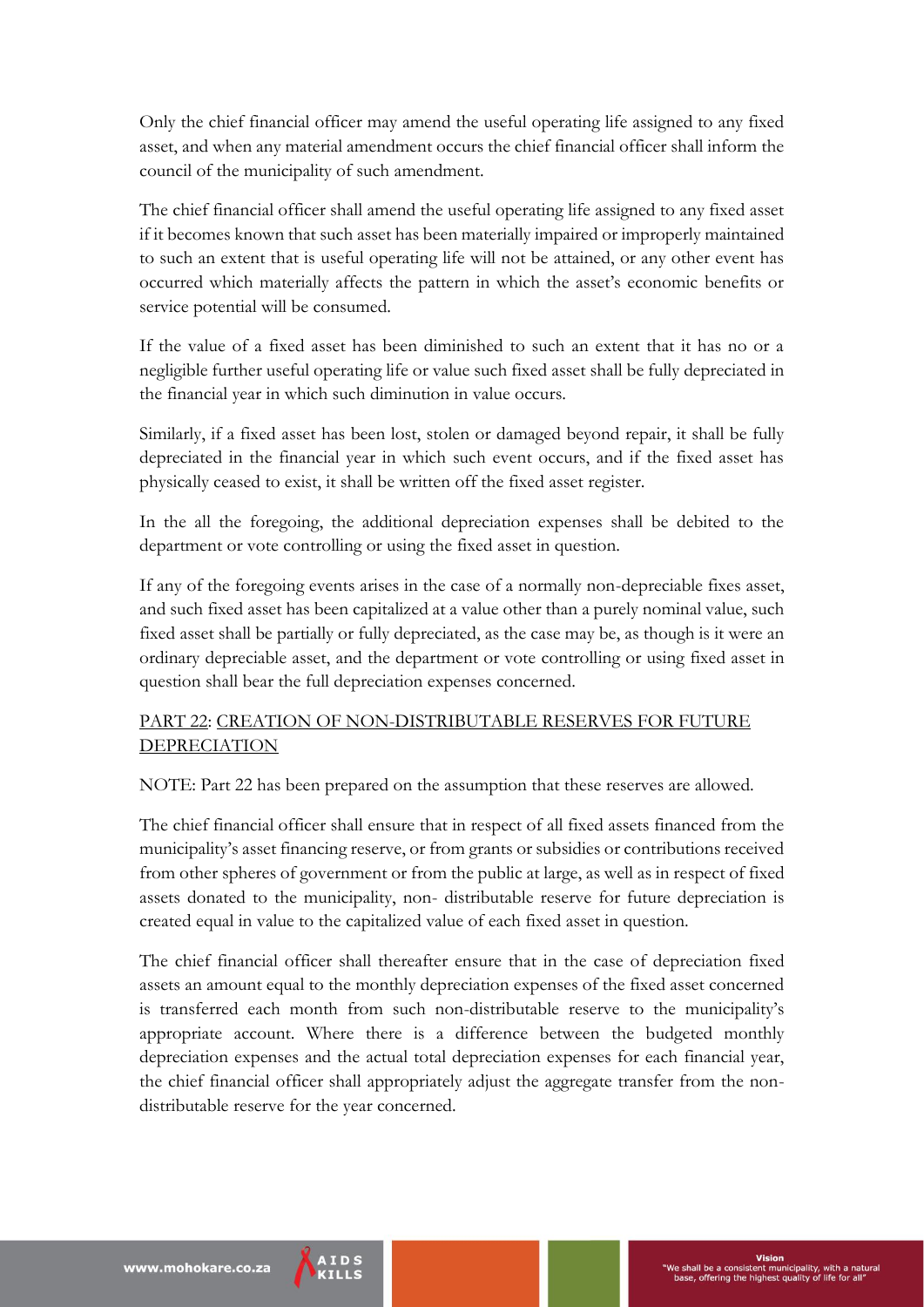Only the chief financial officer may amend the useful operating life assigned to any fixed asset, and when any material amendment occurs the chief financial officer shall inform the council of the municipality of such amendment.

The chief financial officer shall amend the useful operating life assigned to any fixed asset if it becomes known that such asset has been materially impaired or improperly maintained to such an extent that is useful operating life will not be attained, or any other event has occurred which materially affects the pattern in which the asset's economic benefits or service potential will be consumed.

If the value of a fixed asset has been diminished to such an extent that it has no or a negligible further useful operating life or value such fixed asset shall be fully depreciated in the financial year in which such diminution in value occurs.

Similarly, if a fixed asset has been lost, stolen or damaged beyond repair, it shall be fully depreciated in the financial year in which such event occurs, and if the fixed asset has physically ceased to exist, it shall be written off the fixed asset register.

In the all the foregoing, the additional depreciation expenses shall be debited to the department or vote controlling or using the fixed asset in question.

If any of the foregoing events arises in the case of a normally non-depreciable fixes asset, and such fixed asset has been capitalized at a value other than a purely nominal value, such fixed asset shall be partially or fully depreciated, as the case may be, as though is it were an ordinary depreciable asset, and the department or vote controlling or using fixed asset in question shall bear the full depreciation expenses concerned.

## PART 22: CREATION OF NON-DISTRIBUTABLE RESERVES FOR FUTURE DEPRECIATION

NOTE: Part 22 has been prepared on the assumption that these reserves are allowed.

The chief financial officer shall ensure that in respect of all fixed assets financed from the municipality's asset financing reserve, or from grants or subsidies or contributions received from other spheres of government or from the public at large, as well as in respect of fixed assets donated to the municipality, non- distributable reserve for future depreciation is created equal in value to the capitalized value of each fixed asset in question.

The chief financial officer shall thereafter ensure that in the case of depreciation fixed assets an amount equal to the monthly depreciation expenses of the fixed asset concerned is transferred each month from such non-distributable reserve to the municipality's appropriate account. Where there is a difference between the budgeted monthly depreciation expenses and the actual total depreciation expenses for each financial year, the chief financial officer shall appropriately adjust the aggregate transfer from the non-distributable reserve for the year concerned.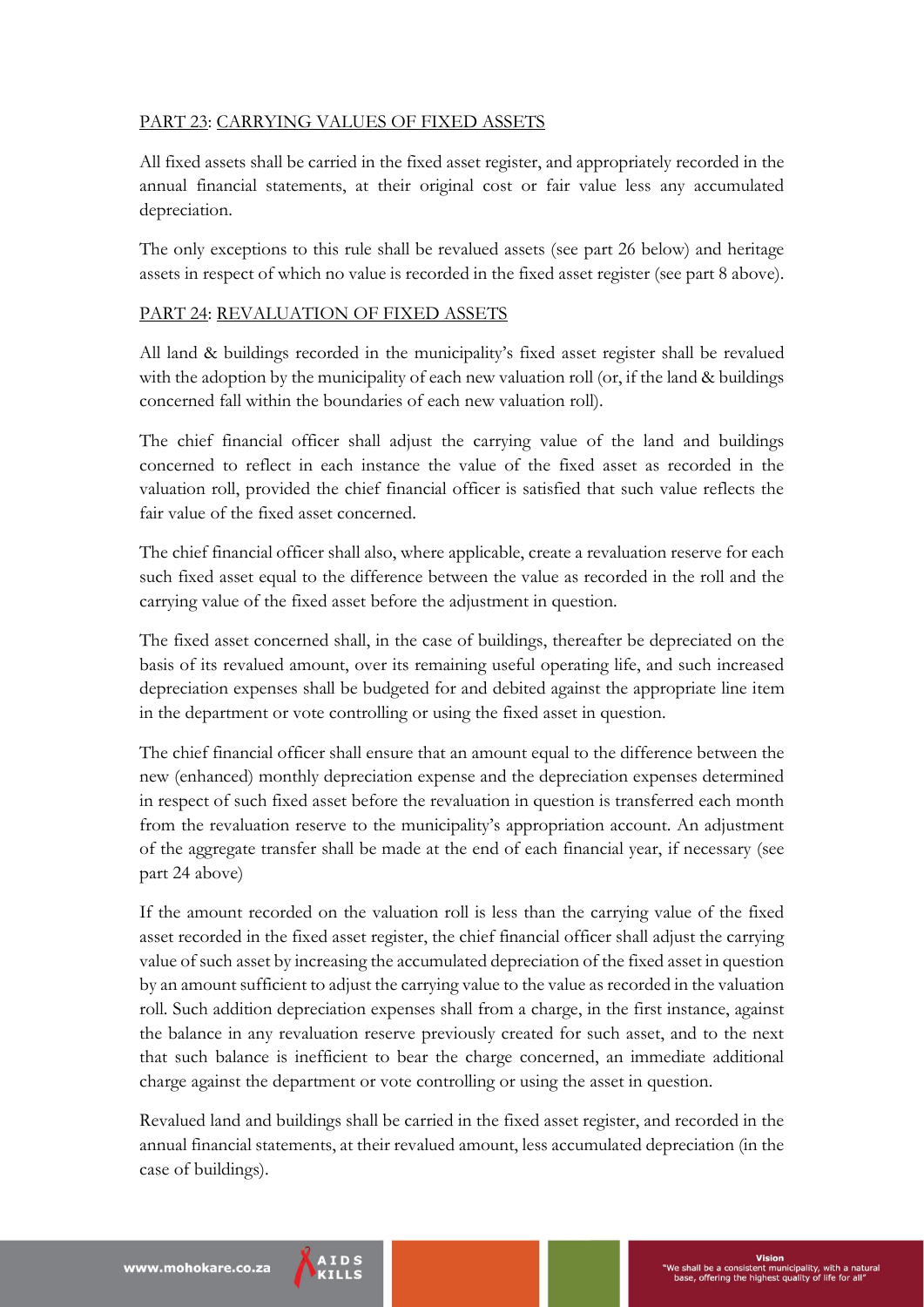PART 23: CARRYING VALUES OF FIXED ASSETS

All fixed assets shall be carried in the fixed asset register, and appropriately recorded in the annual financial statements, at their original cost or fair value less any accumulated depreciation.

The only exceptions to this rule shall be revalued assets (see part 26 below) and heritage assets in respect of which no value is recorded in the fixed asset register (see part 8 above).

PART 24: REVALUATION OF FIXED ASSETS

All land & buildings recorded in the municipality's fixed asset register shall be revalued with the adoption by the municipality of each new valuation roll (or, if the land & buildings concerned fall within the boundaries of each new valuation roll).

The chief financial officer shall adjust the carrying value of the land and buildings concerned to reflect in each instance the value of the fixed asset as recorded in the valuation roll, provided the chief financial officer is satisfied that such value reflects the fair value of the fixed asset concerned.

The chief financial officer shall also, where applicable, create a revaluation reserve for each such fixed asset equal to the difference between the value as recorded in the roll and the carrying value of the fixed asset before the adjustment in question.

The fixed asset concerned shall, in the case of buildings, thereafter be depreciated on the basis of its revalued amount, over its remaining useful operating life, and such increased depreciation expenses shall be budgeted for and debited against the appropriate line item in the department or vote controlling or using the fixed asset in question.

The chief financial officer shall ensure that an amount equal to the difference between the new (enhanced) monthly depreciation expense and the depreciation expenses determined in respect of such fixed asset before the revaluation in question is transferred each month from the revaluation reserve to the municipality's appropriation account. An adjustment of the aggregate transfer shall be made at the end of each financial year, if necessary (see part 24 above)

If the amount recorded on the valuation roll is less than the carrying value of the fixed asset recorded in the fixed asset register, the chief financial officer shall adjust the carrying value of such asset by increasing the accumulated depreciation of the fixed asset in question by an amount sufficient to adjust the carrying value to the value as recorded in the valuation roll. Such addition depreciation expenses shall from a charge, in the first instance, against the balance in any revaluation reserve previously created for such asset, and to the next that such balance is inefficient to bear the charge concerned, an immediate additional charge against the department or vote controlling or using the asset in question.

Revalued land and buildings shall be carried in the fixed asset register, and recorded in the annual financial statements, at their revalued amount, less accumulated depreciation (in the case of buildings).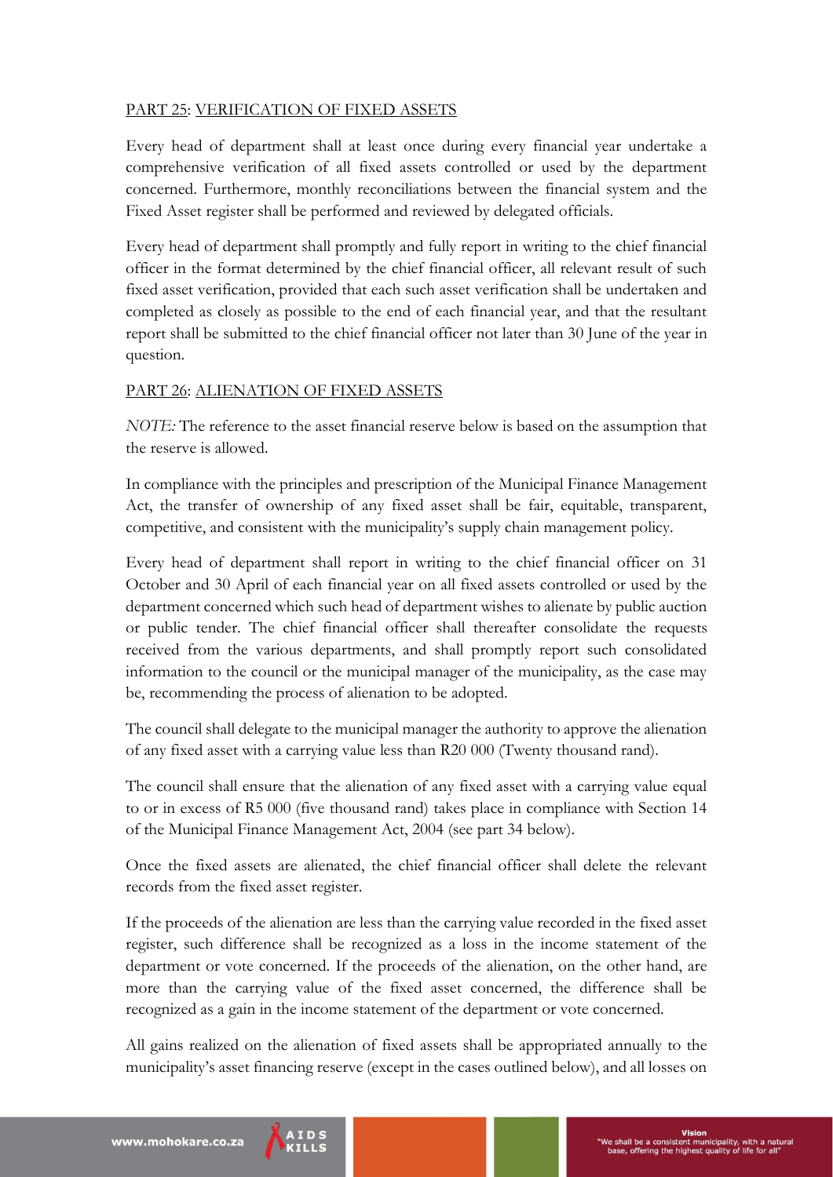## PART 25: VERIFICATION OF FIXED ASSETS

Every head of department shall at least once during every financial year undertake a comprehensive verification of all fixed assets controlled or used by the department concerned. Furthermore, monthly reconciliations between the financial system and the Fixed Asset register shall be performed and reviewed by delegated officials.

Every head of department shall promptly and fully report in writing to the chief financial officer in the format determined by the chief financial officer, all relevant result of such fixed asset verification, provided that each such asset verification shall be undertaken and completed as closely as possible to the end of each financial year, and that the resultant report shall be submitted to the chief financial officer not later than 30 June of the year in question.

## PART 26: ALIENATION OF FIXED ASSETS

*NOTE:* The reference to the asset financial reserve below is based on the assumption that the reserve is allowed.

In compliance with the principles and prescription of the Municipal Finance Management Act, the transfer of ownership of any fixed asset shall be fair, equitable, transparent, competitive, and consistent with the municipality's supply chain management policy.

Every head of department shall report in writing to the chief financial officer on 31 October and 30 April of each financial year on all fixed assets controlled or used by the department concerned which such head of department wishes to alienate by public auction or public tender. The chief financial officer shall thereafter consolidate the requests received from the various departments, and shall promptly report such consolidated information to the council or the municipal manager of the municipality, as the case may be, recommending the process of alienation to be adopted.

The council shall delegate to the municipal manager the authority to approve the alienation of any fixed asset with a carrying value less than R20 000 (Twenty thousand rand).

The council shall ensure that the alienation of any fixed asset with a carrying value equal to or in excess of R5 000 (five thousand rand) takes place in compliance with Section 14 of the Municipal Finance Management Act, 2004 (see part 34 below).

Once the fixed assets are alienated, the chief financial officer shall delete the relevant records from the fixed asset register.

If the proceeds of the alienation are less than the carrying value recorded in the fixed asset register, such difference shall be recognized as a loss in the income statement of the department or vote concerned. If the proceeds of the alienation, on the other hand, are more than the carrying value of the fixed asset concerned, the difference shall be recognized as a gain in the income statement of the department or vote concerned.

All gains realized on the alienation of fixed assets shall be appropriated annually to the municipality's asset financing reserve (except in the cases outlined below), and all losses on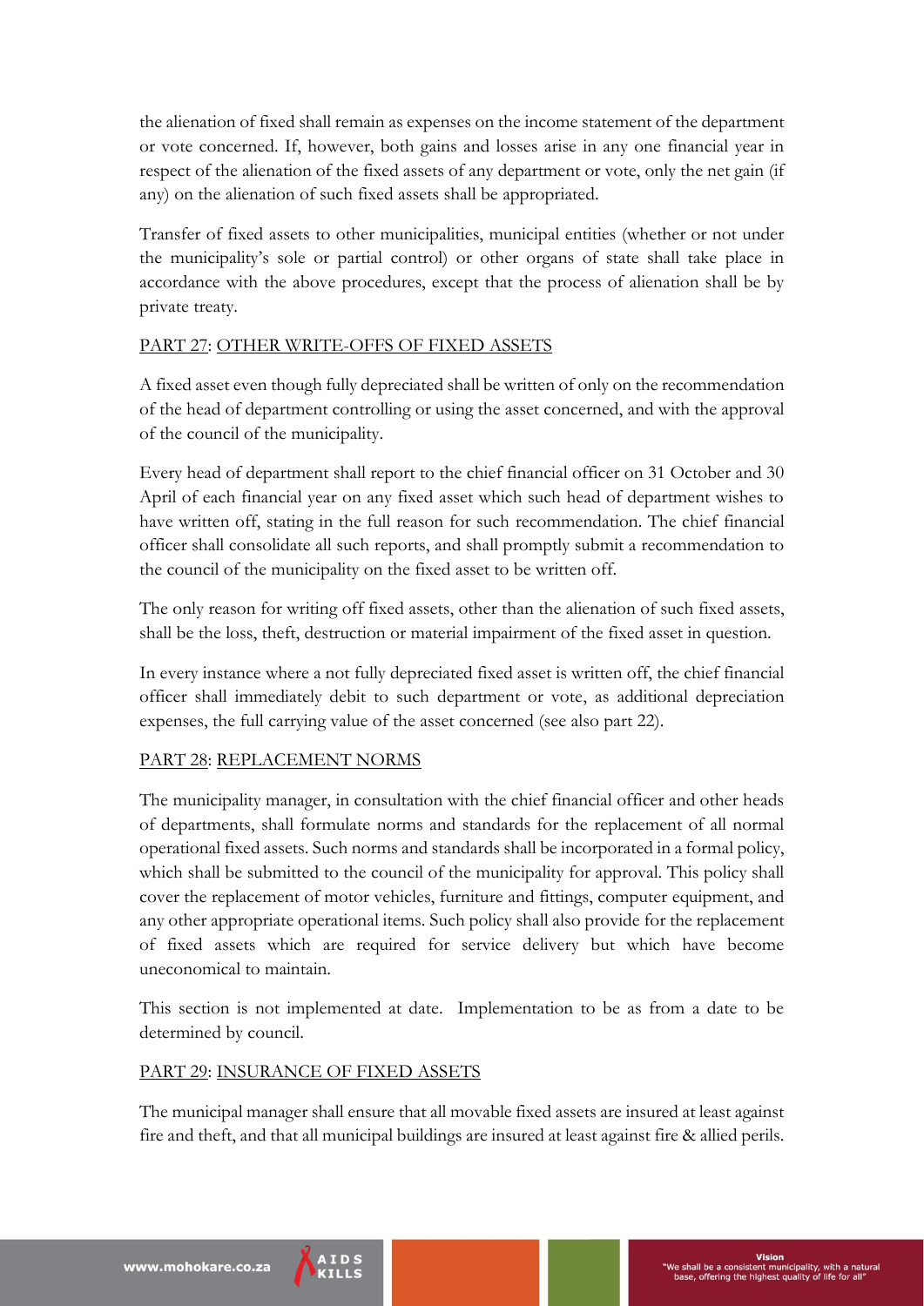the alienation of fixed shall remain as expenses on the income statement of the department or vote concerned. If, however, both gains and losses arise in any one financial year in respect of the alienation of the fixed assets of any department or vote, only the net gain (if any) on the alienation of such fixed assets shall be appropriated.

Transfer of fixed assets to other municipalities, municipal entities (whether or not under the municipality's sole or partial control) or other organs of state shall take place in accordance with the above procedures, except that the process of alienation shall be by private treaty.

## PART 27: OTHER WRITE-OFFS OF FIXED ASSETS

A fixed asset even though fully depreciated shall be written of only on the recommendation of the head of department controlling or using the asset concerned, and with the approval of the council of the municipality.

Every head of department shall report to the chief financial officer on 31 October and 30 April of each financial year on any fixed asset which such head of department wishes to have written off, stating in the full reason for such recommendation. The chief financial officer shall consolidate all such reports, and shall promptly submit a recommendation to the council of the municipality on the fixed asset to be written off.

The only reason for writing off fixed assets, other than the alienation of such fixed assets, shall be the loss, theft, destruction or material impairment of the fixed asset in question.

In every instance where a not fully depreciated fixed asset is written off, the chief financial officer shall immediately debit to such department or vote, as additional depreciation expenses, the full carrying value of the asset concerned (see also part 22).

## PART 28: REPLACEMENT NORMS

The municipality manager, in consultation with the chief financial officer and other heads of departments, shall formulate norms and standards for the replacement of all normal operational fixed assets. Such norms and standards shall be incorporated in a formal policy, which shall be submitted to the council of the municipality for approval. This policy shall cover the replacement of motor vehicles, furniture and fittings, computer equipment, and any other appropriate operational items. Such policy shall also provide for the replacement of fixed assets which are required for service delivery but which have become uneconomical to maintain.

This section is not implemented at date. Implementation to be as from a date to be determined by council.

## PART 29: INSURANCE OF FIXED ASSETS

The municipal manager shall ensure that all movable fixed assets are insured at least against fire and theft, and that all municipal buildings are insured at least against fire & allied perils.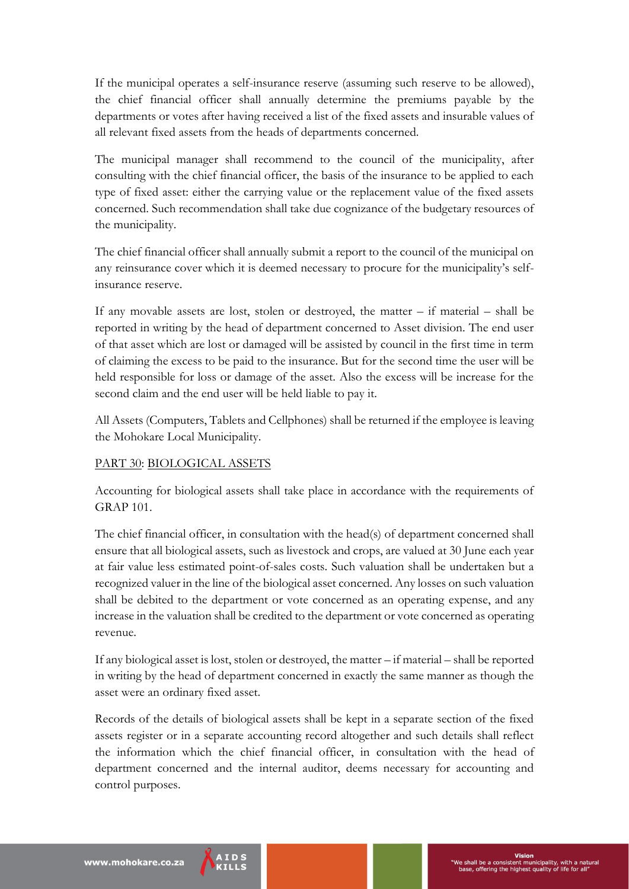If the municipal operates a self-insurance reserve (assuming such reserve to be allowed), the chief financial officer shall annually determine the premiums payable by the departments or votes after having received a list of the fixed assets and insurable values of all relevant fixed assets from the heads of departments concerned.

The municipal manager shall recommend to the council of the municipality, after consulting with the chief financial officer, the basis of the insurance to be applied to each type of fixed asset: either the carrying value or the replacement value of the fixed assets concerned. Such recommendation shall take due cognizance of the budgetary resources of the municipality.

The chief financial officer shall annually submit a report to the council of the municipal on any reinsurance cover which it is deemed necessary to procure for the municipality's self-insurance reserve.

If any movable assets are lost, stolen or destroyed, the matter – if material – shall be reported in writing by the head of department concerned to Asset division. The end user of that asset which are lost or damaged will be assisted by council in the first time in term of claiming the excess to be paid to the insurance. But for the second time the user will be held responsible for loss or damage of the asset. Also the excess will be increase for the second claim and the end user will be held liable to pay it.

All Assets (Computers, Tablets and Cellphones) shall be returned if the employee is leaving the Mohokare Local Municipality.

## PART 30: BIOLOGICAL ASSETS

Accounting for biological assets shall take place in accordance with the requirements of GRAP 101.

The chief financial officer, in consultation with the head(s) of department concerned shall ensure that all biological assets, such as livestock and crops, are valued at 30 June each year at fair value less estimated point-of-sales costs. Such valuation shall be undertaken but a recognized valuer in the line of the biological asset concerned. Any losses on such valuation shall be debited to the department or vote concerned as an operating expense, and any increase in the valuation shall be credited to the department or vote concerned as operating revenue.

If any biological asset is lost, stolen or destroyed, the matter – if material – shall be reported in writing by the head of department concerned in exactly the same manner as though the asset were an ordinary fixed asset.

Records of the details of biological assets shall be kept in a separate section of the fixed assets register or in a separate accounting record altogether and such details shall reflect the information which the chief financial officer, in consultation with the head of department concerned and the internal auditor, deems necessary for accounting and control purposes.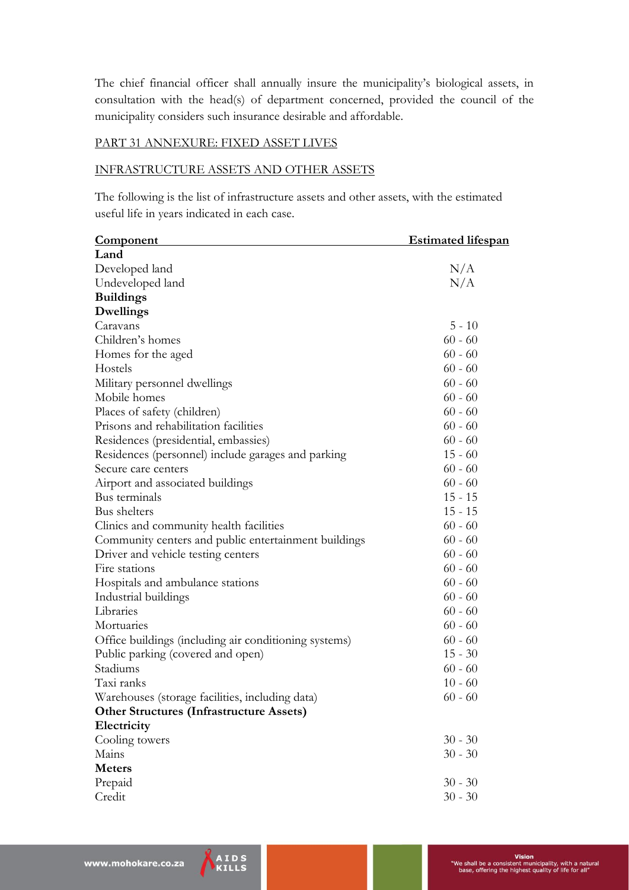The chief financial officer shall annually insure the municipality's biological assets, in consultation with the head(s) of department concerned, provided the council of the municipality considers such insurance desirable and affordable.

## PART 31 ANNEXURE: FIXED ASSET LIVES

### INFRASTRUCTURE ASSETS AND OTHER ASSETS

The following is the list of infrastructure assets and other assets, with the estimated useful life in years indicated in each case.

| Component | Estimated lifespan |
|---|---|
| **Land** | |
| Developed land | N/A |
| Undeveloped land | N/A |
| **Buildings** | |
| **Dwellings** | |
| Caravans | 5 - 10 |
| Children's homes | 60 - 60 |
| Homes for the aged | 60 - 60 |
| Hostels | 60 - 60 |
| Military personnel dwellings | 60 - 60 |
| Mobile homes | 60 - 60 |
| Places of safety (children) | 60 - 60 |
| Prisons and rehabilitation facilities | 60 - 60 |
| Residences (presidential, embassies) | 60 - 60 |
| Residences (personnel) include garages and parking | 15 - 60 |
| Secure care centers | 60 - 60 |
| Airport and associated buildings | 60 - 60 |
| Bus terminals | 15 - 15 |
| Bus shelters | 15 - 15 |
| Clinics and community health facilities | 60 - 60 |
| Community centers and public entertainment buildings | 60 - 60 |
| Driver and vehicle testing centers | 60 - 60 |
| Fire stations | 60 - 60 |
| Hospitals and ambulance stations | 60 - 60 |
| Industrial buildings | 60 - 60 |
| Libraries | 60 - 60 |
| Mortuaries | 60 - 60 |
| Office buildings (including air conditioning systems) | 60 - 60 |
| Public parking (covered and open) | 15 - 30 |
| Stadiums | 60 - 60 |
| Taxi ranks | 10 - 60 |
| Warehouses (storage facilities, including data) | 60 - 60 |
| **Other Structures (Infrastructure Assets)** | |
| **Electricity** | |
| Cooling towers | 30 - 30 |
| Mains | 30 - 30 |
| **Meters** | |
| Prepaid | 30 - 30 |
| Credit | 30 - 30 |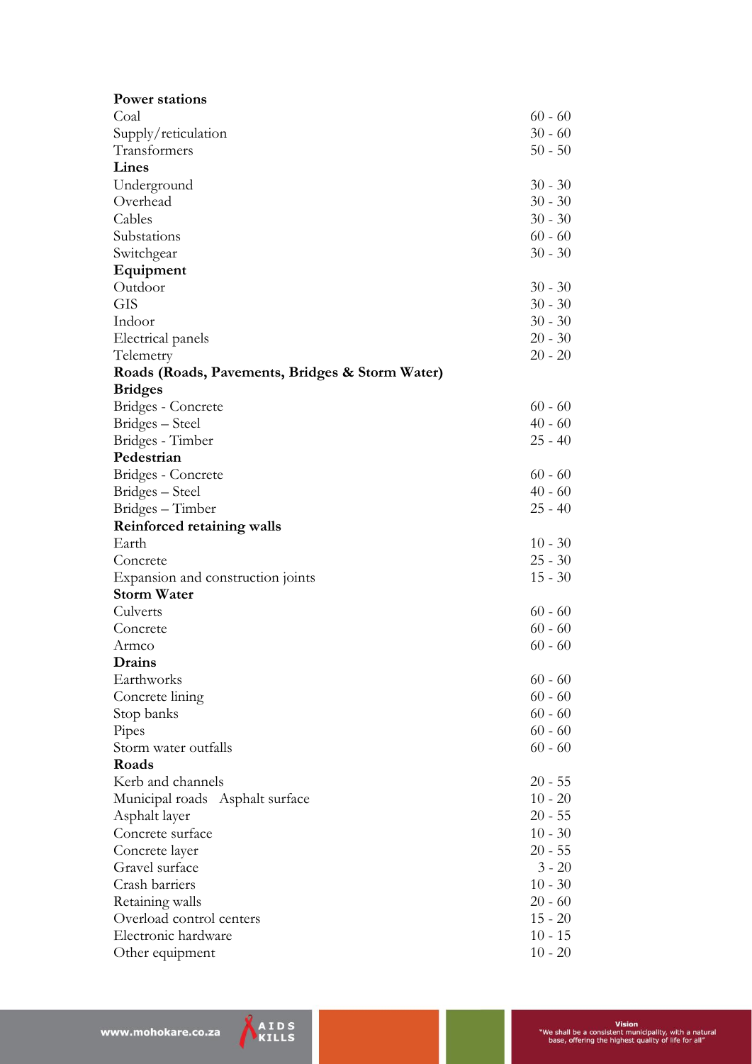| | |
|---|---|
| **Power stations** | |
| Coal | 60 - 60 |
| Supply/reticulation | 30 - 60 |
| Transformers | 50 - 50 |
| **Lines** | |
| Underground | 30 - 30 |
| Overhead | 30 - 30 |
| Cables | 30 - 30 |
| Substations | 60 - 60 |
| Switchgear | 30 - 30 |
| **Equipment** | |
| Outdoor | 30 - 30 |
| GIS | 30 - 30 |
| Indoor | 30 - 30 |
| Electrical panels | 20 - 30 |
| Telemetry | 20 - 20 |
| **Roads (Roads, Pavements, Bridges & Storm Water)** | |
| **Bridges** | |
| Bridges - Concrete | 60 - 60 |
| Bridges – Steel | 40 - 60 |
| Bridges - Timber | 25 - 40 |
| **Pedestrian** | |
| Bridges - Concrete | 60 - 60 |
| Bridges – Steel | 40 - 60 |
| Bridges – Timber | 25 - 40 |
| **Reinforced retaining walls** | |
| Earth | 10 - 30 |
| Concrete | 25 - 30 |
| Expansion and construction joints | 15 - 30 |
| **Storm Water** | |
| Culverts | 60 - 60 |
| Concrete | 60 - 60 |
| Armco | 60 - 60 |
| **Drains** | |
| Earthworks | 60 - 60 |
| Concrete lining | 60 - 60 |
| Stop banks | 60 - 60 |
| Pipes | 60 - 60 |
| Storm water outfalls | 60 - 60 |
| **Roads** | |
| Kerb and channels | 20 - 55 |
| Municipal roads Asphalt surface | 10 - 20 |
| Asphalt layer | 20 - 55 |
| Concrete surface | 10 - 30 |
| Concrete layer | 20 - 55 |
| Gravel surface | 3 - 20 |
| Crash barriers | 10 - 30 |
| Retaining walls | 20 - 60 |
| Overload control centers | 15 - 20 |
| Electronic hardware | 10 - 15 |
| Other equipment | 10 - 20 |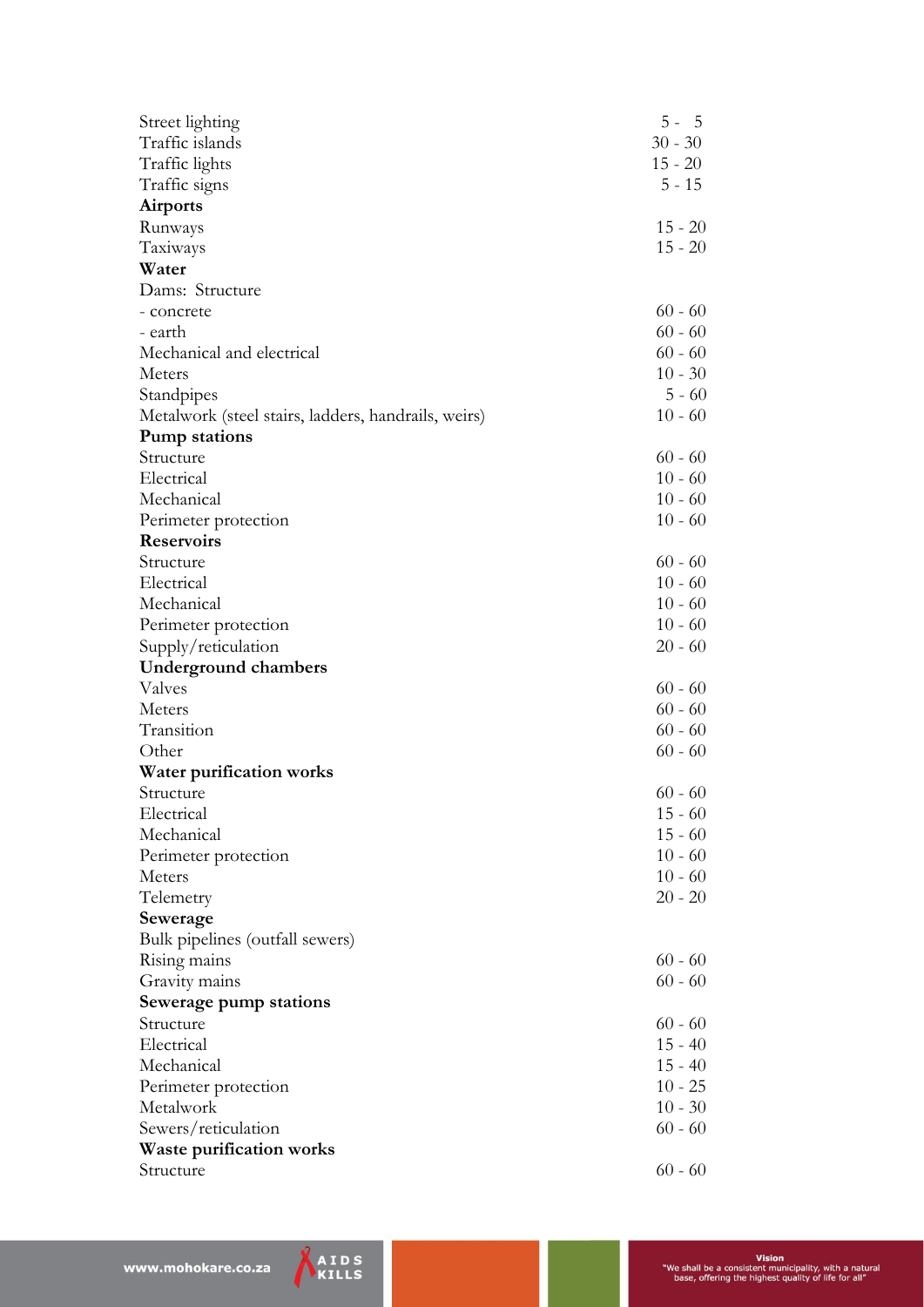| | |
|---|---|
| Street lighting | 5 - 5 |
| Traffic islands | 30 - 30 |
| Traffic lights | 15 - 20 |
| Traffic signs | 5 - 15 |
| **Airports** | |
| Runways | 15 - 20 |
| Taxiways | 15 - 20 |
| **Water** | |
| Dams: Structure | |
| - concrete | 60 - 60 |
| - earth | 60 - 60 |
| Mechanical and electrical | 60 - 60 |
| Meters | 10 - 30 |
| Standpipes | 5 - 60 |
| Metalwork (steel stairs, ladders, handrails, weirs) | 10 - 60 |
| **Pump stations** | |
| Structure | 60 - 60 |
| Electrical | 10 - 60 |
| Mechanical | 10 - 60 |
| Perimeter protection | 10 - 60 |
| **Reservoirs** | |
| Structure | 60 - 60 |
| Electrical | 10 - 60 |
| Mechanical | 10 - 60 |
| Perimeter protection | 10 - 60 |
| Supply/reticulation | 20 - 60 |
| **Underground chambers** | |
| Valves | 60 - 60 |
| Meters | 60 - 60 |
| Transition | 60 - 60 |
| Other | 60 - 60 |
| **Water purification works** | |
| Structure | 60 - 60 |
| Electrical | 15 - 60 |
| Mechanical | 15 - 60 |
| Perimeter protection | 10 - 60 |
| Meters | 10 - 60 |
| Telemetry | 20 - 20 |
| **Sewerage** | |
| Bulk pipelines (outfall sewers) | |
| Rising mains | 60 - 60 |
| Gravity mains | 60 - 60 |
| **Sewerage pump stations** | |
| Structure | 60 - 60 |
| Electrical | 15 - 40 |
| Mechanical | 15 - 40 |
| Perimeter protection | 10 - 25 |
| Metalwork | 10 - 30 |
| Sewers/reticulation | 60 - 60 |
| **Waste purification works** | |
| Structure | 60 - 60 |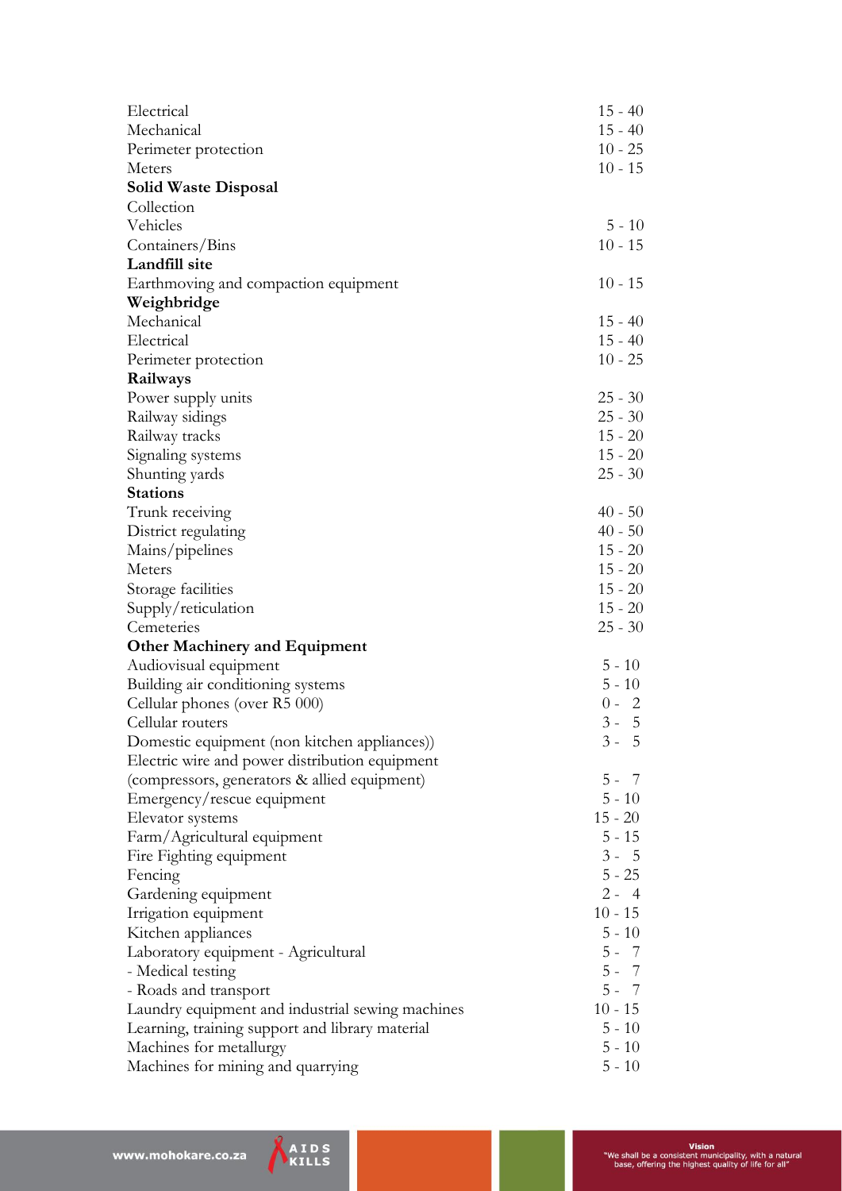| | |
|---|---|
| Electrical | 15 - 40 |
| Mechanical | 15 - 40 |
| Perimeter protection | 10 - 25 |
| Meters | 10 - 15 |
| **Solid Waste Disposal** | |
| Collection | |
| Vehicles | 5 - 10 |
| Containers/Bins | 10 - 15 |
| **Landfill site** | |
| Earthmoving and compaction equipment | 10 - 15 |
| **Weighbridge** | |
| Mechanical | 15 - 40 |
| Electrical | 15 - 40 |
| Perimeter protection | 10 - 25 |
| **Railways** | |
| Power supply units | 25 - 30 |
| Railway sidings | 25 - 30 |
| Railway tracks | 15 - 20 |
| Signaling systems | 15 - 20 |
| Shunting yards | 25 - 30 |
| **Stations** | |
| Trunk receiving | 40 - 50 |
| District regulating | 40 - 50 |
| Mains/pipelines | 15 - 20 |
| Meters | 15 - 20 |
| Storage facilities | 15 - 20 |
| Supply/reticulation | 15 - 20 |
| Cemeteries | 25 - 30 |
| **Other Machinery and Equipment** | |
| Audiovisual equipment | 5 - 10 |
| Building air conditioning systems | 5 - 10 |
| Cellular phones (over R5 000) | 0 - 2 |
| Cellular routers | 3 - 5 |
| Domestic equipment (non kitchen appliances)) | 3 - 5 |
| Electric wire and power distribution equipment (compressors, generators & allied equipment) | 5 - 7 |
| Emergency/rescue equipment | 5 - 10 |
| Elevator systems | 15 - 20 |
| Farm/Agricultural equipment | 5 - 15 |
| Fire Fighting equipment | 3 - 5 |
| Fencing | 5 - 25 |
| Gardening equipment | 2 - 4 |
| Irrigation equipment | 10 - 15 |
| Kitchen appliances | 5 - 10 |
| Laboratory equipment - Agricultural | 5 - 7 |
| - Medical testing | 5 - 7 |
| - Roads and transport | 5 - 7 |
| Laundry equipment and industrial sewing machines | 10 - 15 |
| Learning, training support and library material | 5 - 10 |
| Machines for metallurgy | 5 - 10 |
| Machines for mining and quarrying | 5 - 10 |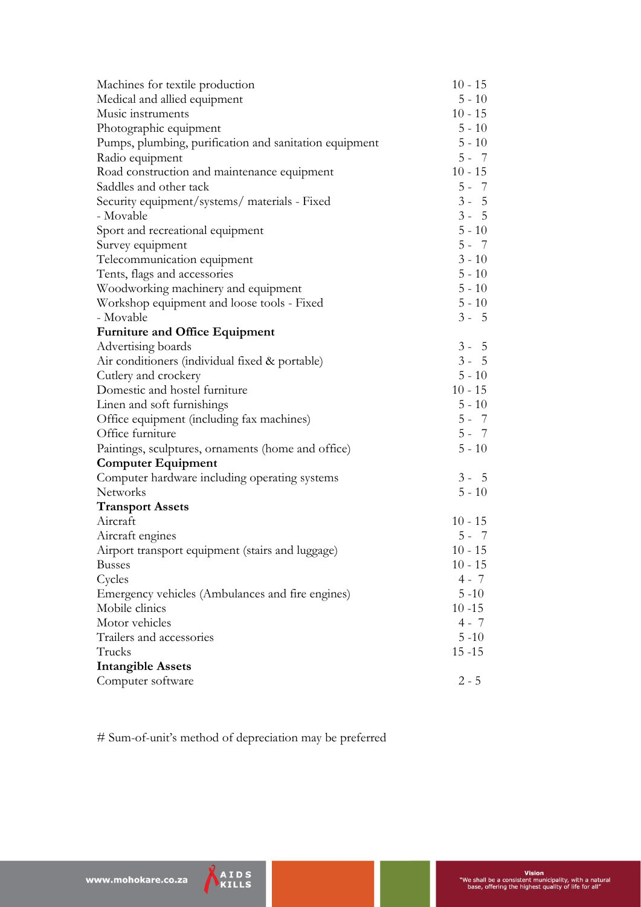| | |
|---|---|
| Machines for textile production | 10 - 15 |
| Medical and allied equipment | 5 - 10 |
| Music instruments | 10 - 15 |
| Photographic equipment | 5 - 10 |
| Pumps, plumbing, purification and sanitation equipment | 5 - 10 |
| Radio equipment | 5 - 7 |
| Road construction and maintenance equipment | 10 - 15 |
| Saddles and other tack | 5 - 7 |
| Security equipment/systems/ materials - Fixed | 3 - 5 |
| - Movable | 3 - 5 |
| Sport and recreational equipment | 5 - 10 |
| Survey equipment | 5 - 7 |
| Telecommunication equipment | 3 - 10 |
| Tents, flags and accessories | 5 - 10 |
| Woodworking machinery and equipment | 5 - 10 |
| Workshop equipment and loose tools - Fixed | 5 - 10 |
| - Movable | 3 - 5 |
| **Furniture and Office Equipment** | |
| Advertising boards | 3 - 5 |
| Air conditioners (individual fixed & portable) | 3 - 5 |
| Cutlery and crockery | 5 - 10 |
| Domestic and hostel furniture | 10 - 15 |
| Linen and soft furnishings | 5 - 10 |
| Office equipment (including fax machines) | 5 - 7 |
| Office furniture | 5 - 7 |
| Paintings, sculptures, ornaments (home and office) | 5 - 10 |
| **Computer Equipment** | |
| Computer hardware including operating systems | 3 - 5 |
| Networks | 5 - 10 |
| **Transport Assets** | |
| Aircraft | 10 - 15 |
| Aircraft engines | 5 - 7 |
| Airport transport equipment (stairs and luggage) | 10 - 15 |
| Busses | 10 - 15 |
| Cycles | 4 - 7 |
| Emergency vehicles (Ambulances and fire engines) | 5 -10 |
| Mobile clinics | 10 -15 |
| Motor vehicles | 4 - 7 |
| Trailers and accessories | 5 -10 |
| Trucks | 15 -15 |
| **Intangible Assets** | |
| Computer software | 2 - 5 |

# Sum-of-unit's method of depreciation may be preferred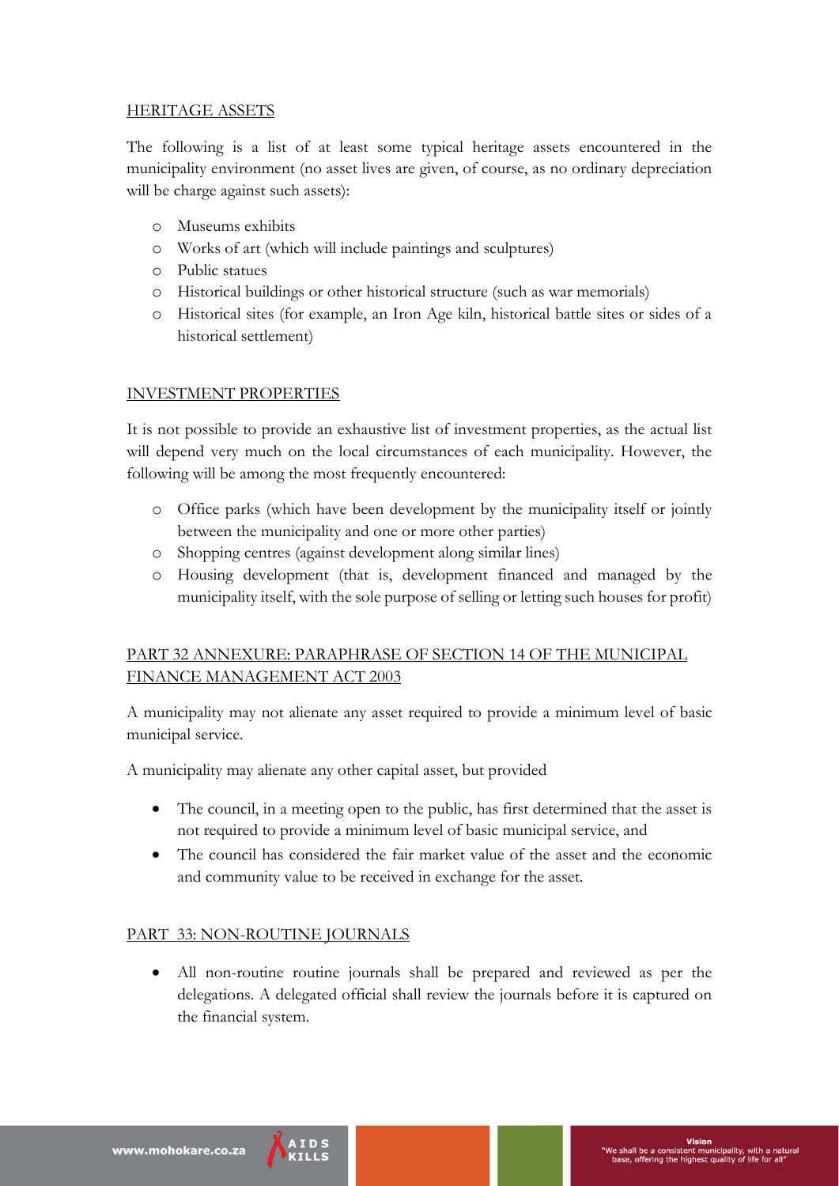## HERITAGE ASSETS

The following is a list of at least some typical heritage assets encountered in the municipality environment (no asset lives are given, of course, as no ordinary depreciation will be charge against such assets):

- Museums exhibits
- Works of art (which will include paintings and sculptures)
- Public statues
- Historical buildings or other historical structure (such as war memorials)
- Historical sites (for example, an Iron Age kiln, historical battle sites or sides of a historical settlement)

## INVESTMENT PROPERTIES

It is not possible to provide an exhaustive list of investment properties, as the actual list will depend very much on the local circumstances of each municipality. However, the following will be among the most frequently encountered:

- Office parks (which have been development by the municipality itself or jointly between the municipality and one or more other parties)
- Shopping centres (against development along similar lines)
- Housing development (that is, development financed and managed by the municipality itself, with the sole purpose of selling or letting such houses for profit)

## PART 32 ANNEXURE: PARAPHRASE OF SECTION 14 OF THE MUNICIPAL FINANCE MANAGEMENT ACT 2003

A municipality may not alienate any asset required to provide a minimum level of basic municipal service.

A municipality may alienate any other capital asset, but provided

- The council, in a meeting open to the public, has first determined that the asset is not required to provide a minimum level of basic municipal service, and
- The council has considered the fair market value of the asset and the economic and community value to be received in exchange for the asset.

## PART 33: NON-ROUTINE JOURNALS

- All non-routine routine journals shall be prepared and reviewed as per the delegations. A delegated official shall review the journals before it is captured on the financial system.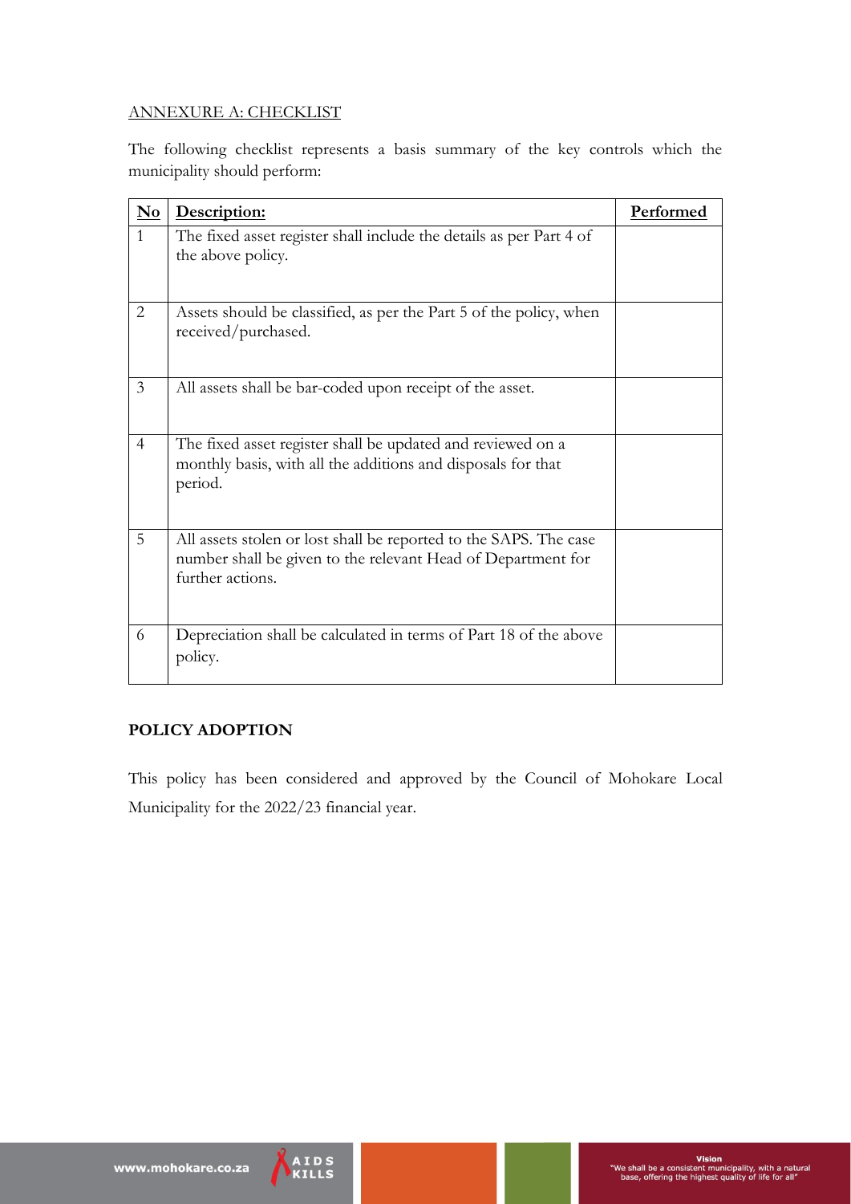ANNEXURE A: CHECKLIST

The following checklist represents a basis summary of the key controls which the municipality should perform:

| No | Description: | Performed |
|---|---|---|
| 1 | The fixed asset register shall include the details as per Part 4 of the above policy. | |
| 2 | Assets should be classified, as per the Part 5 of the policy, when received/purchased. | |
| 3 | All assets shall be bar-coded upon receipt of the asset. | |
| 4 | The fixed asset register shall be updated and reviewed on a monthly basis, with all the additions and disposals for that period. | |
| 5 | All assets stolen or lost shall be reported to the SAPS. The case number shall be given to the relevant Head of Department for further actions. | |
| 6 | Depreciation shall be calculated in terms of Part 18 of the above policy. | |

**POLICY ADOPTION**

This policy has been considered and approved by the Council of Mohokare Local Municipality for the 2022/23 financial year.